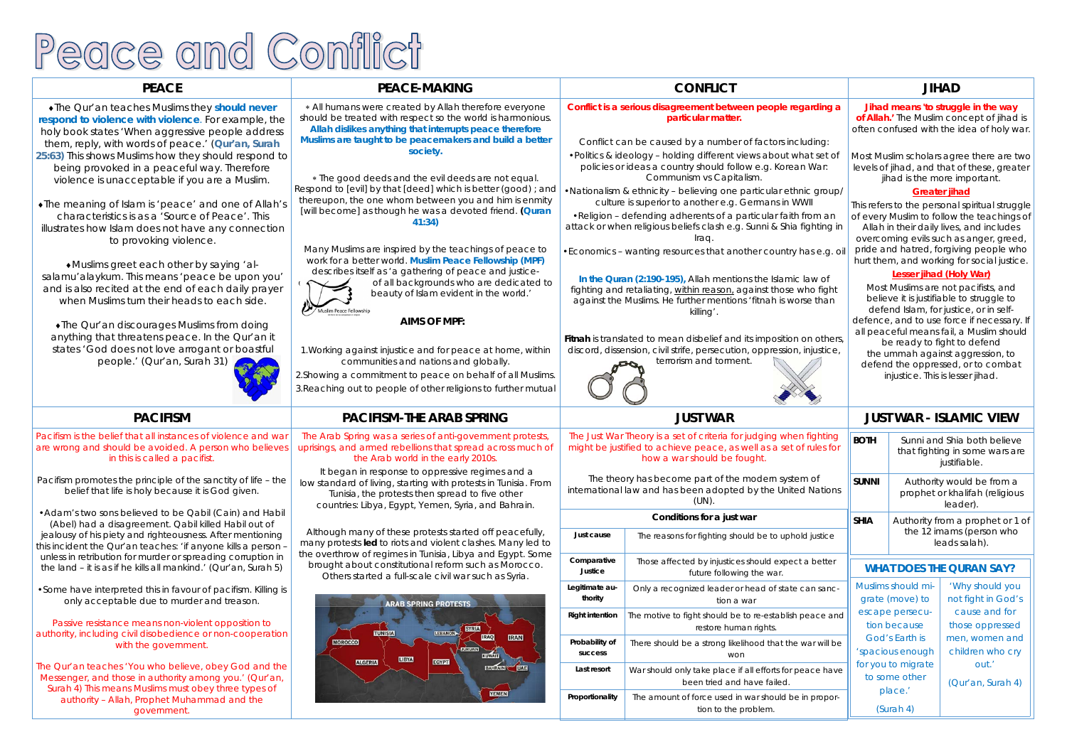# Peace and Conflict

## PEACE

- The Qur'an teaches Muslims they **should never respond to violence with violence**. For example, the holy book states 'When aggressive people address them, reply, with words of peace.' (**Qur'an, Surah 25:63)** This shows Muslims how they should respond to being provoked in a peaceful way. Therefore violence is unacceptable if you are a Muslim.

- The meaning of Islam is 'peace' and one of Allah's characteristics is as a 'Source of Peace'. This illustrates how Islam does not have any connection to provoking violence.

- Muslims greet each other by saying 'al-salamu'alaykum. This means 'peace be upon you' and is also recited at the end of each daily prayer when Muslims turn their heads to each side.

- The Qur'an discourages Muslims from doing anything that threatens peace. In the Qur'an it states 'God does not love arrogant or boastful people.' (Qur'an, Surah 31)

## PEACE-MAKING

- All humans were created by Allah therefore everyone should be treated with respect so the world is harmonious. **Allah dislikes anything that interrupts peace therefore Muslims are taught to be peacemakers and build a better society.**

- The good deeds and the evil deeds are not equal. Respond to [evil] by that [deed] which is better (good) ; and thereupon, the one whom between you and him is enmity [will become] as though he was a devoted friend. **(Quran 41:34)**

Many Muslims are inspired by the teachings of peace to work for a better world. **Muslim Peace Fellowship (MPF)** describes itself as 'a gathering of peace and justice-... of all backgrounds who are dedicated to ... beauty of Islam evident in the world.'

Muslim Peace Fellowship

**AIMS OF MPF:**

1. Working against injustice and for peace at home, within communities and nations and globally.
2. Showing a commitment to peace on behalf of all Muslims.
3. Reaching out to people of other religions to further mutual

## CONFLICT

**Conflict is a serious disagreement between people regarding a particular matter.**

Conflict can be caused by a number of factors including:

- Politics & ideology – holding different views about what set of policies or ideas a country should follow e.g. Korean War: Communism vs Capitalism.
- Nationalism & ethnicity – believing one particular ethnic group/ culture is superior to another e.g. Germans in WWII
- Religion – defending adherents of a particular faith from an attack or when religious beliefs clash e.g. Sunni & Shia fighting in Iraq.
- Economics – wanting resources that another country has e.g. oil

**In the Quran (2:190-195),** Allah mentions the Islamic law of fighting and retaliating, within reason, against those who fight against the Muslims. He further mentions 'fitnah is worse than killing'.

**Fitnah** is translated to mean disbelief and its imposition on others, discord, dissension, civil strife, persecution, oppression, injustice, terrorism and torment.

## JIHAD

**Jihad means 'to struggle in the way of Allah.'** The Muslim concept of jihad is often confused with the idea of holy war.

Most Muslim scholars agree there are two levels of jihad, and that of these, greater jihad is the more important.

**Greater jihad**

This refers to the personal spiritual struggle of every Muslim to follow the teachings of Allah in their daily lives, and includes overcoming evils such as anger, greed, pride and hatred, forgiving people who hurt them, and working for social justice.

**Lesser jihad (Holy War)**

Most Muslims are not pacifists, and believe it is justifiable to struggle to defend Islam, for justice, or in self-defence, and to use force if necessary. If all peaceful means fail, a Muslim should be ready to fight to defend the ummah against aggression, to defend the oppressed, or to combat injustice. This is lesser jihad.

## PACIFISM

Pacifism is the belief that all instances of violence and war are wrong and should be avoided. A person who believes in this is called a pacifist.

Pacifism promotes the principle of the sanctity of life – the belief that life is holy because it is God given.

- Adam's two sons believed to be Qabil (Cain) and Habil (Abel) had a disagreement. Qabil killed Habil out of jealousy of his piety and righteousness. After mentioning this incident the Qur'an teaches: 'if anyone kills a person – unless in retribution for murder or spreading corruption in the land – it is as if he kills all mankind.' (Qur'an, Surah 5)

- Some have interpreted this in favour of pacifism. Killing is only acceptable due to murder and treason.

Passive resistance means non-violent opposition to authority, including civil disobedience or non-cooperation with the government.

The Qur'an teaches 'You who believe, obey God and the Messenger, and those in authority among you.' (Qur'an, Surah 4) This means Muslims must obey three types of authority – Allah, Prophet Muhammad and the government.

## PACIFISM-THE ARAB SPRING

The Arab Spring was a series of anti-government protests, uprisings, and armed rebellions that spread across much of the Arab world in the early 2010s.

It began in response to oppressive regimes and a low standard of living, starting with protests in Tunisia. From Tunisia, the protests then spread to five other countries: Libya, Egypt, Yemen, Syria, and Bahrain.

Although many of these protests started off peacefully, many protests **led** to riots and violent clashes. Many led to the overthrow of regimes in Tunisia, Libya and Egypt. Some brought about constitutional reform such as Morocco. Others started a full-scale civil war such as Syria.

ARAB SPRING PROTESTS

## JUST WAR

The Just War Theory is a set of criteria for judging when fighting might be justified to achieve peace, as well as a set of rules for how a war should be fought.

The theory has become part of the modern system of international law and has been adopted by the United Nations (UN).

| Conditions for a just war | |
|---|---|
| Just cause | The reasons for fighting should be to uphold justice |
| Comparative Justice | Those affected by injustices should expect a better future following the war. |
| Legitimate authority | Only a recognized leader or head of state can sanction a war |
| Right intention | The motive to fight should be to re-establish peace and restore human rights. |
| Probability of success | There should be a strong likelihood that the war will be won |
| Last resort | War should only take place if all efforts for peace have been tried and have failed. |
| Proportionality | The amount of force used in war should be in proportion to the problem. |

## JUST WAR - ISLAMIC VIEW

| | |
|---|---|
| BOTH | Sunni and Shia both believe that fighting in some wars are justifiable. |
| SUNNI | Authority would be from a prophet or khalifah (religious leader). |
| SHIA | Authority from a prophet or 1 of the 12 imams (person who leads salah). |

**WHAT DOES THE QURAN SAY?**

| | |
|---|---|
| Muslims should migrate (move) to escape persecution because God's Earth is 'spacious enough for you to migrate to some other place.' (Surah 4) | 'Why should you not fight in God's cause and for those oppressed men, women and children who cry out.' (Qur'an, Surah 4) |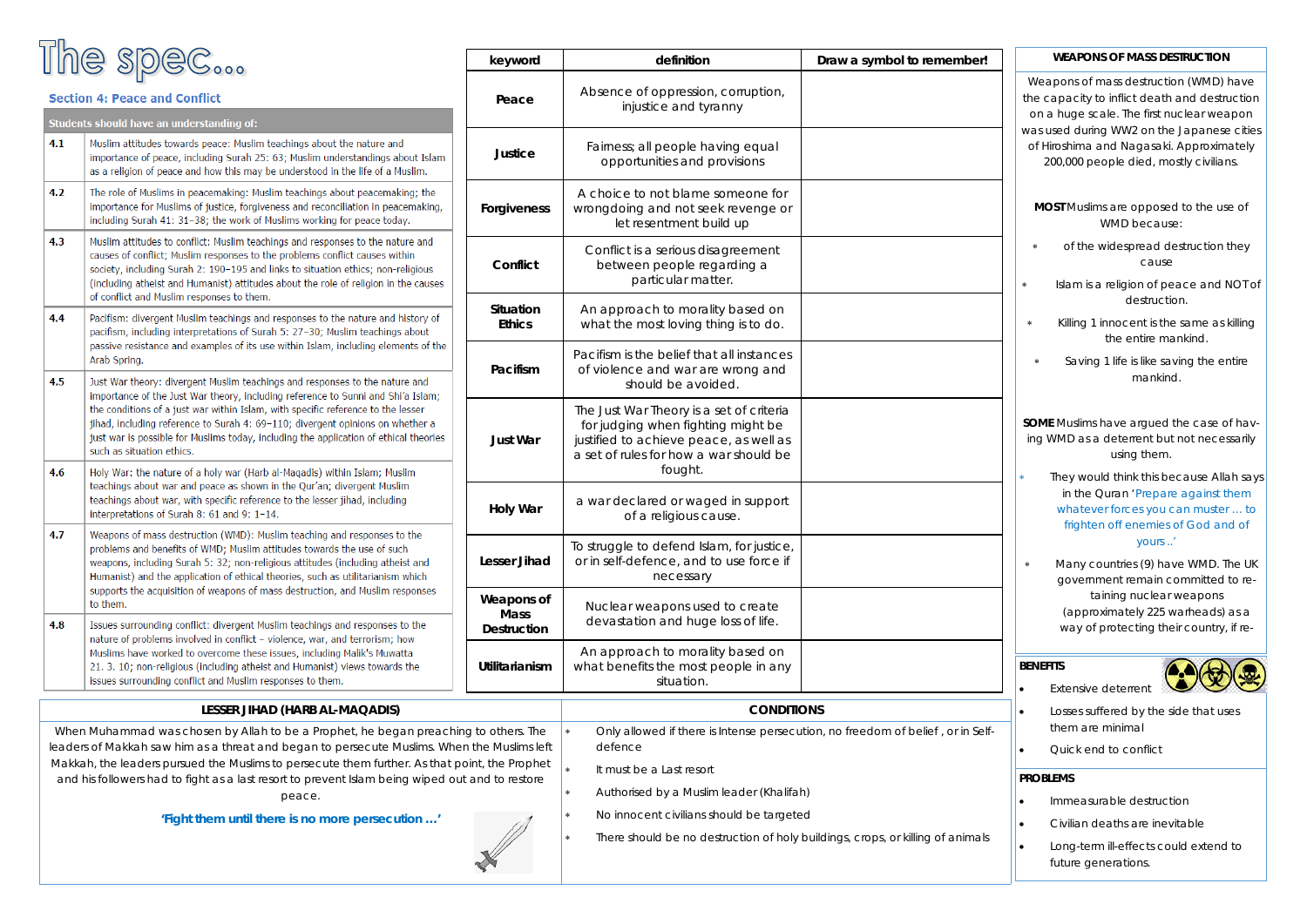# The spec…

### Section 4: Peace and Conflict

| Students should have an understanding of: | |
|---|---|
| 4.1 | Muslim attitudes towards peace: Muslim teachings about the nature and importance of peace, including Surah 25: 63; Muslim understandings about Islam as a religion of peace and how this may be understood in the life of a Muslim. |
| 4.2 | The role of Muslims in peacemaking: Muslim teachings about peacemaking; the importance for Muslims of justice, forgiveness and reconciliation in peacemaking, including Surah 41: 31–38; the work of Muslims working for peace today. |
| 4.3 | Muslim attitudes to conflict: Muslim teachings and responses to the nature and causes of conflict; Muslim responses to the problems conflict causes within society, including Surah 2: 190–195 and links to situation ethics; non-religious (including atheist and Humanist) attitudes about the role of religion in the causes of conflict and Muslim responses to them. |
| 4.4 | Pacifism: divergent Muslim teachings and responses to the nature and history of pacifism, including interpretations of Surah 5: 27–30; Muslim teachings about passive resistance and examples of its use within Islam, including elements of the Arab Spring. |
| 4.5 | Just War theory: divergent Muslim teachings and responses to the nature and importance of the Just War theory, including reference to Sunni and Shi'a Islam; the conditions of a just war within Islam, with specific reference to the lesser jihad, including reference to Surah 4: 69–110; divergent opinions on whether a just war is possible for Muslims today, including the application of ethical theories such as situation ethics. |
| 4.6 | Holy War: the nature of a holy war (Harb al-Maqadis) within Islam; Muslim teachings about war and peace as shown in the Qur'an; divergent Muslim teachings about war, with specific reference to the lesser jihad, including interpretations of Surah 8: 61 and 9: 1–14. |
| 4.7 | Weapons of mass destruction (WMD): Muslim teaching and responses to the problems and benefits of WMD; Muslim attitudes towards the use of such weapons, including Surah 5: 32; non-religious (including atheist and Humanist) and the application of ethical theories, such as utilitarianism which supports the acquisition of weapons of mass destruction, and Muslim responses to them. |
| 4.8 | Issues surrounding conflict: divergent Muslim teachings and responses to the nature of problems involved in conflict – violence, war, and terrorism; how Muslims have worked to overcome these issues, including Malik's Muwatta 21. 3. 10; non-religious (including atheist and Humanist) views towards the issues surrounding conflict and Muslim responses to them. |

| keyword | definition | Draw a symbol to remember! |
|---|---|---|
| **Peace** | Absence of oppression, corruption, injustice and tyranny | |
| **Justice** | Fairness; all people having equal opportunities and provisions | |
| **Forgiveness** | A choice to not blame someone for wrongdoing and not seek revenge or let resentment build up | |
| **Conflict** | Conflict is a serious disagreement between people regarding a particular matter. | |
| **Situation Ethics** | An approach to morality based on what the most loving thing is to do. | |
| **Pacifism** | Pacifism is the belief that all instances of violence and war are wrong and should be avoided. | |
| **Just War** | The Just War Theory is a set of criteria for judging when fighting might be justified to achieve peace, as well as a set of rules for how a war should be fought. | |
| **Holy War** | a war declared or waged in support of a religious cause. | |
| **Lesser Jihad** | To struggle to defend Islam, for justice, or in self-defence, and to use force if necessary | |
| **Weapons of Mass Destruction** | Nuclear weapons used to create devastation and huge loss of life. | |
| **Utilitarianism** | An approach to morality based on what benefits the most people in any situation. | |

## LESSER JIHAD (HARB AL-MAQADIS)

When Muhammad was chosen by Allah to be a Prophet, he began preaching to others. The leaders of Makkah saw him as a threat and began to persecute Muslims. When the Muslims left Makkah, the leaders pursued the Muslims to persecute them further. As that point, the Prophet and his followers had to fight as a last resort to prevent Islam being wiped out and to restore peace.

**'Fight them until there is no more persecution …'**

## CONDITIONS

* Only allowed if there is Intense persecution, no freedom of belief , or in Self-defence
* It must be a Last resort
* Authorised by a Muslim leader (Khalifah)
* No innocent civilians should be targeted
* There should be no destruction of holy buildings, crops, or killing of animals

## WEAPONS OF MASS DESTRUCTION

Weapons of mass destruction (WMD) have the capacity to inflict death and destruction on a huge scale. The first nuclear weapon was used during WW2 on the Japanese cities of Hiroshima and Nagasaki. Approximately 200,000 people died, mostly civilians.

**MOST** Muslims are opposed to the use of WMD because:

* of the widespread destruction they cause
* Islam is a religion of peace and NOT of destruction.
* Killing 1 innocent is the same as killing the entire mankind.
* Saving 1 life is like saving the entire mankind.

**SOME** Muslims have argued the case of having WMD as a deterrent but not necessarily using them.

* They would think this because Allah says in the Quran 'Prepare against them whatever forces you can muster … to frighten off enemies of God and of yours..'
* Many countries (9) have WMD. The UK government remain committed to retaining nuclear weapons (approximately 225 warheads) as a way of protecting their country, if re-

**BENEFITS**

- Extensive deterrent
- Losses suffered by the side that uses them are minimal
- Quick end to conflict

**PROBLEMS**

- Immeasurable destruction
- Civilian deaths are inevitable
- Long-term ill-effects could extend to future generations.